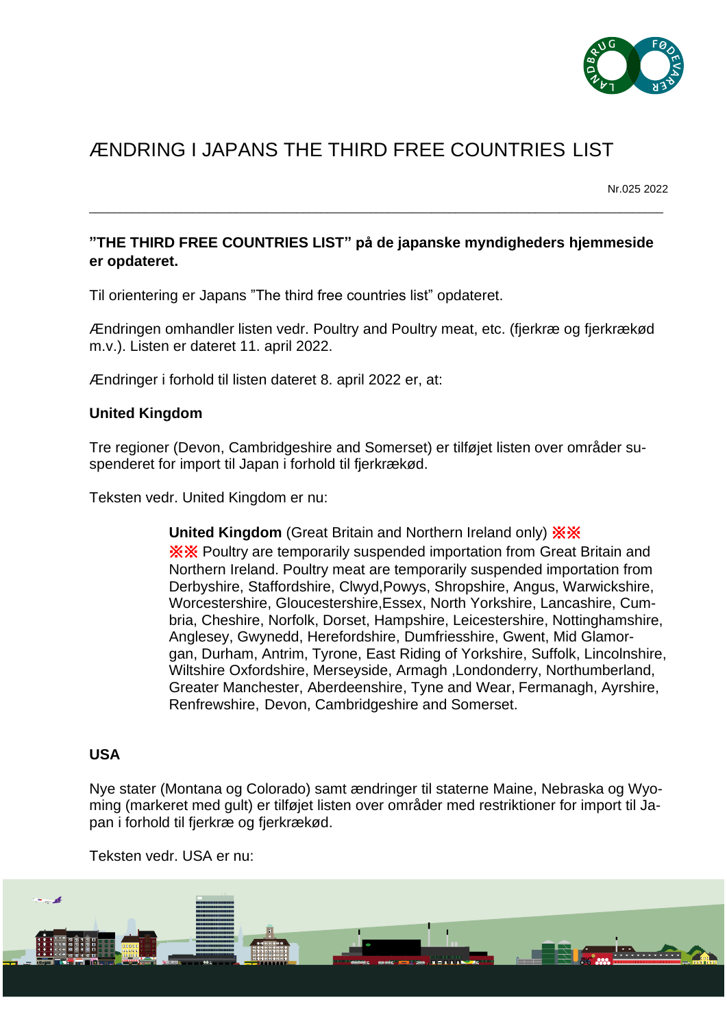# ÆNDRING I JAPANS THE THIRD FREE COUNTRIES LIST

Nr.025 2022

---

**"THE THIRD FREE COUNTRIES LIST" på de japanske myndigheders hjemmeside er opdateret.**

Til orientering er Japans "The third free countries list" opdateret.

Ændringen omhandler listen vedr. Poultry and Poultry meat, etc. (fjerkræ og fjerkrækød m.v.). Listen er dateret 11. april 2022.

Ændringer i forhold til listen dateret 8. april 2022 er, at:

**United Kingdom**

Tre regioner (Devon, Cambridgeshire and Somerset) er tilføjet listen over områder suspenderet for import til Japan i forhold til fjerkrækød.

Teksten vedr. United Kingdom er nu:

> **United Kingdom** (Great Britain and Northern Ireland only) ※※
> ※※ Poultry are temporarily suspended importation from Great Britain and Northern Ireland. Poultry meat are temporarily suspended importation from Derbyshire, Staffordshire, Clwyd,Powys, Shropshire, Angus, Warwickshire, Worcestershire, Gloucestershire,Essex, North Yorkshire, Lancashire, Cumbria, Cheshire, Norfolk, Dorset, Hampshire, Leicestershire, Nottinghamshire, Anglesey, Gwynedd, Herefordshire, Dumfriesshire, Gwent, Mid Glamorgan, Durham, Antrim, Tyrone, East Riding of Yorkshire, Suffolk, Lincolnshire, Wiltshire Oxfordshire, Merseyside, Armagh ,Londonderry, Northumberland, Greater Manchester, Aberdeenshire, Tyne and Wear, Fermanagh, Ayrshire, Renfrewshire, Devon, Cambridgeshire and Somerset.

**USA**

Nye stater (Montana og Colorado) samt ændringer til staterne Maine, Nebraska og Wyoming (markeret med gult) er tilføjet listen over områder med restriktioner for import til Japan i forhold til fjerkræ og fjerkrækød.

Teksten vedr. USA er nu: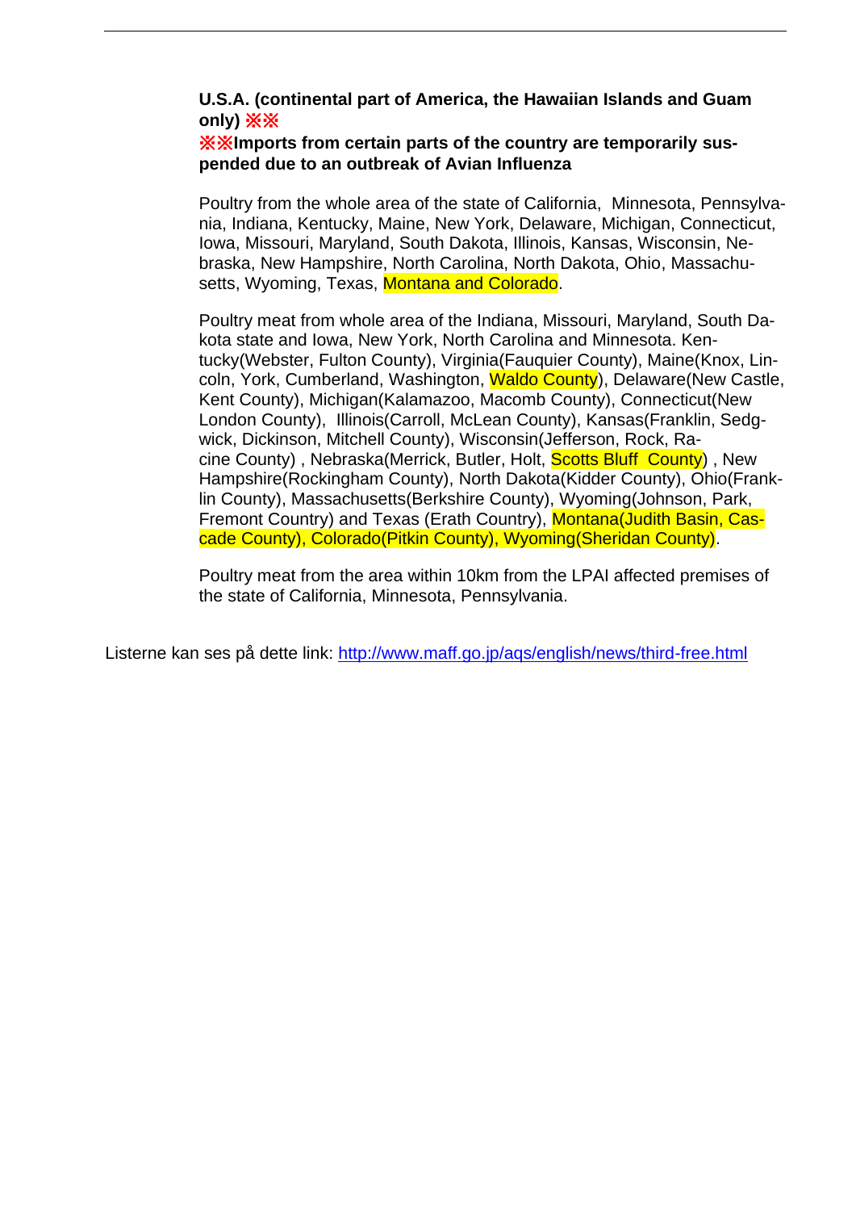**U.S.A. (continental part of America, the Hawaiian Islands and Guam only) ※※**

**※※Imports from certain parts of the country are temporarily suspended due to an outbreak of Avian Influenza**

Poultry from the whole area of the state of California, Minnesota, Pennsylvania, Indiana, Kentucky, Maine, New York, Delaware, Michigan, Connecticut, Iowa, Missouri, Maryland, South Dakota, Illinois, Kansas, Wisconsin, Nebraska, New Hampshire, North Carolina, North Dakota, Ohio, Massachusetts, Wyoming, Texas, Montana and Colorado.

Poultry meat from whole area of the Indiana, Missouri, Maryland, South Dakota state and Iowa, New York, North Carolina and Minnesota. Kentucky(Webster, Fulton County), Virginia(Fauquier County), Maine(Knox, Lincoln, York, Cumberland, Washington, Waldo County), Delaware(New Castle, Kent County), Michigan(Kalamazoo, Macomb County), Connecticut(New London County), Illinois(Carroll, McLean County), Kansas(Franklin, Sedgwick, Dickinson, Mitchell County), Wisconsin(Jefferson, Rock, Racine County) , Nebraska(Merrick, Butler, Holt, Scotts Bluff County) , New Hampshire(Rockingham County), North Dakota(Kidder County), Ohio(Franklin County), Massachusetts(Berkshire County), Wyoming(Johnson, Park, Fremont Country) and Texas (Erath Country), Montana(Judith Basin, Cascade County), Colorado(Pitkin County), Wyoming(Sheridan County).

Poultry meat from the area within 10km from the LPAI affected premises of the state of California, Minnesota, Pennsylvania.

Listerne kan ses på dette link: http://www.maff.go.jp/aqs/english/news/third-free.html